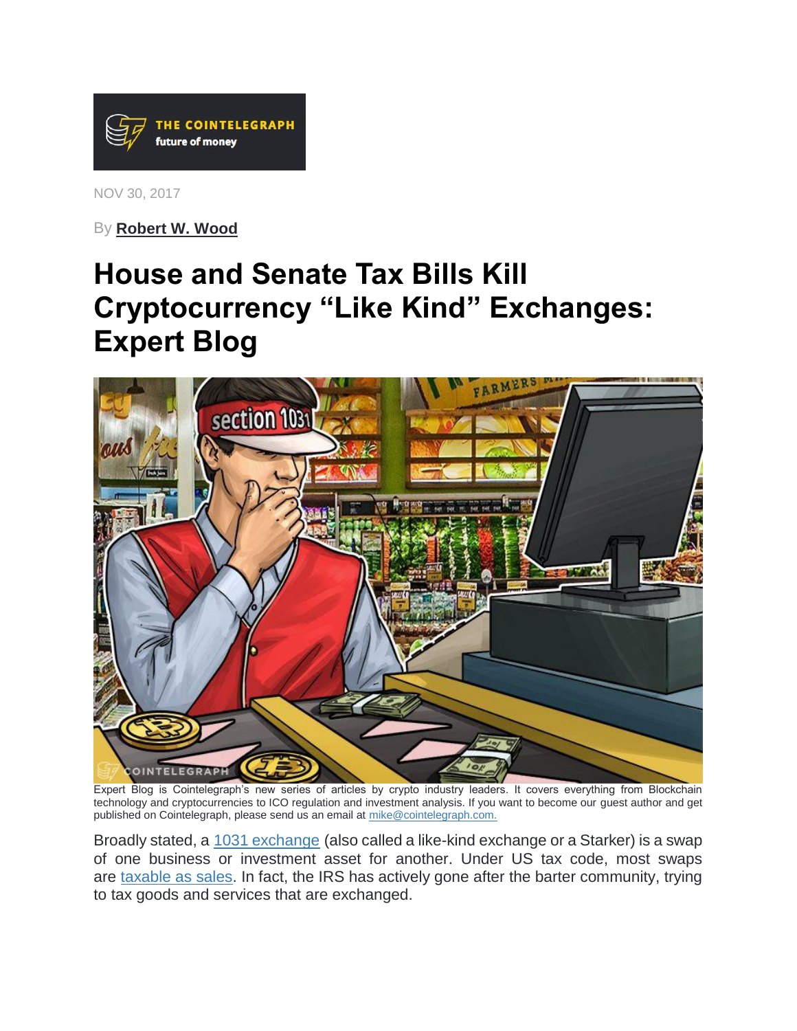THE COINTELEGRAPH
future of money

NOV 30, 2017

By **Robert W. Wood**

# House and Senate Tax Bills Kill Cryptocurrency "Like Kind" Exchanges: Expert Blog

Expert Blog is Cointelegraph's new series of articles by crypto industry leaders. It covers everything from Blockchain technology and cryptocurrencies to ICO regulation and investment analysis. If you want to become our guest author and get published on Cointelegraph, please send us an email at mike@cointelegraph.com.

Broadly stated, a 1031 exchange (also called a like-kind exchange or a Starker) is a swap of one business or investment asset for another. Under US tax code, most swaps are taxable as sales. In fact, the IRS has actively gone after the barter community, trying to tax goods and services that are exchanged.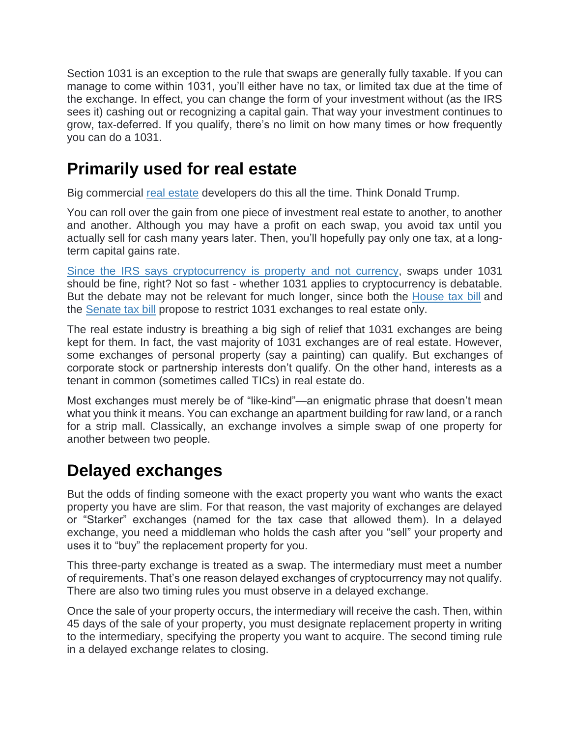Section 1031 is an exception to the rule that swaps are generally fully taxable. If you can manage to come within 1031, you'll either have no tax, or limited tax due at the time of the exchange. In effect, you can change the form of your investment without (as the IRS sees it) cashing out or recognizing a capital gain. That way your investment continues to grow, tax-deferred. If you qualify, there's no limit on how many times or how frequently you can do a 1031.

## Primarily used for real estate

Big commercial real estate developers do this all the time. Think Donald Trump.

You can roll over the gain from one piece of investment real estate to another, to another and another. Although you may have a profit on each swap, you avoid tax until you actually sell for cash many years later. Then, you'll hopefully pay only one tax, at a long-term capital gains rate.

Since the IRS says cryptocurrency is property and not currency, swaps under 1031 should be fine, right? Not so fast - whether 1031 applies to cryptocurrency is debatable. But the debate may not be relevant for much longer, since both the House tax bill and the Senate tax bill propose to restrict 1031 exchanges to real estate only.

The real estate industry is breathing a big sigh of relief that 1031 exchanges are being kept for them. In fact, the vast majority of 1031 exchanges are of real estate. However, some exchanges of personal property (say a painting) can qualify. But exchanges of corporate stock or partnership interests don't qualify. On the other hand, interests as a tenant in common (sometimes called TICs) in real estate do.

Most exchanges must merely be of "like-kind"—an enigmatic phrase that doesn't mean what you think it means. You can exchange an apartment building for raw land, or a ranch for a strip mall. Classically, an exchange involves a simple swap of one property for another between two people.

## Delayed exchanges

But the odds of finding someone with the exact property you want who wants the exact property you have are slim. For that reason, the vast majority of exchanges are delayed or "Starker" exchanges (named for the tax case that allowed them). In a delayed exchange, you need a middleman who holds the cash after you "sell" your property and uses it to "buy" the replacement property for you.

This three-party exchange is treated as a swap. The intermediary must meet a number of requirements. That's one reason delayed exchanges of cryptocurrency may not qualify. There are also two timing rules you must observe in a delayed exchange.

Once the sale of your property occurs, the intermediary will receive the cash. Then, within 45 days of the sale of your property, you must designate replacement property in writing to the intermediary, specifying the property you want to acquire. The second timing rule in a delayed exchange relates to closing.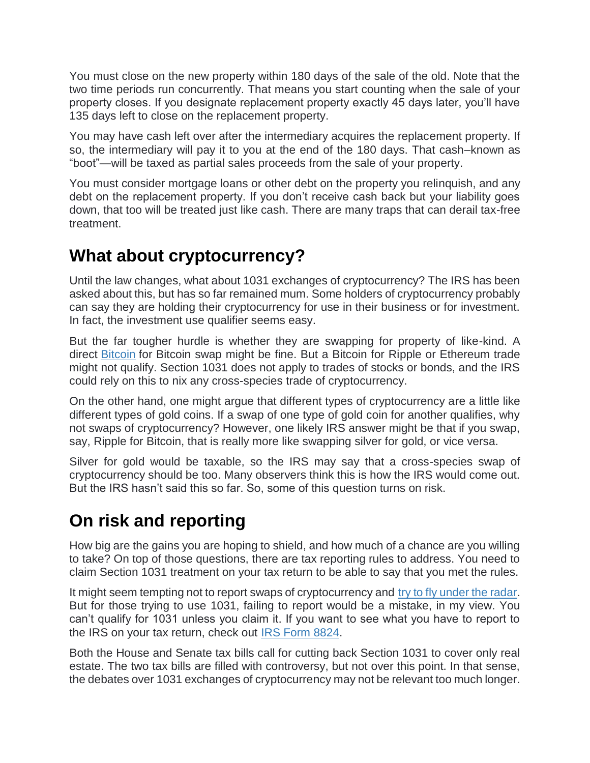You must close on the new property within 180 days of the sale of the old. Note that the two time periods run concurrently. That means you start counting when the sale of your property closes. If you designate replacement property exactly 45 days later, you'll have 135 days left to close on the replacement property.

You may have cash left over after the intermediary acquires the replacement property. If so, the intermediary will pay it to you at the end of the 180 days. That cash–known as "boot"—will be taxed as partial sales proceeds from the sale of your property.

You must consider mortgage loans or other debt on the property you relinquish, and any debt on the replacement property. If you don't receive cash back but your liability goes down, that too will be treated just like cash. There are many traps that can derail tax-free treatment.

## What about cryptocurrency?

Until the law changes, what about 1031 exchanges of cryptocurrency? The IRS has been asked about this, but has so far remained mum. Some holders of cryptocurrency probably can say they are holding their cryptocurrency for use in their business or for investment. In fact, the investment use qualifier seems easy.

But the far tougher hurdle is whether they are swapping for property of like-kind. A direct [Bitcoin]() for Bitcoin swap might be fine. But a Bitcoin for Ripple or Ethereum trade might not qualify. Section 1031 does not apply to trades of stocks or bonds, and the IRS could rely on this to nix any cross-species trade of cryptocurrency.

On the other hand, one might argue that different types of cryptocurrency are a little like different types of gold coins. If a swap of one type of gold coin for another qualifies, why not swaps of cryptocurrency? However, one likely IRS answer might be that if you swap, say, Ripple for Bitcoin, that is really more like swapping silver for gold, or vice versa.

Silver for gold would be taxable, so the IRS may say that a cross-species swap of cryptocurrency should be too. Many observers think this is how the IRS would come out. But the IRS hasn't said this so far. So, some of this question turns on risk.

## On risk and reporting

How big are the gains you are hoping to shield, and how much of a chance are you willing to take? On top of those questions, there are tax reporting rules to address. You need to claim Section 1031 treatment on your tax return to be able to say that you met the rules.

It might seem tempting not to report swaps of cryptocurrency and [try to fly under the radar](). But for those trying to use 1031, failing to report would be a mistake, in my view. You can't qualify for 1031 unless you claim it. If you want to see what you have to report to the IRS on your tax return, check out [IRS Form 8824]().

Both the House and Senate tax bills call for cutting back Section 1031 to cover only real estate. The two tax bills are filled with controversy, but not over this point. In that sense, the debates over 1031 exchanges of cryptocurrency may not be relevant too much longer.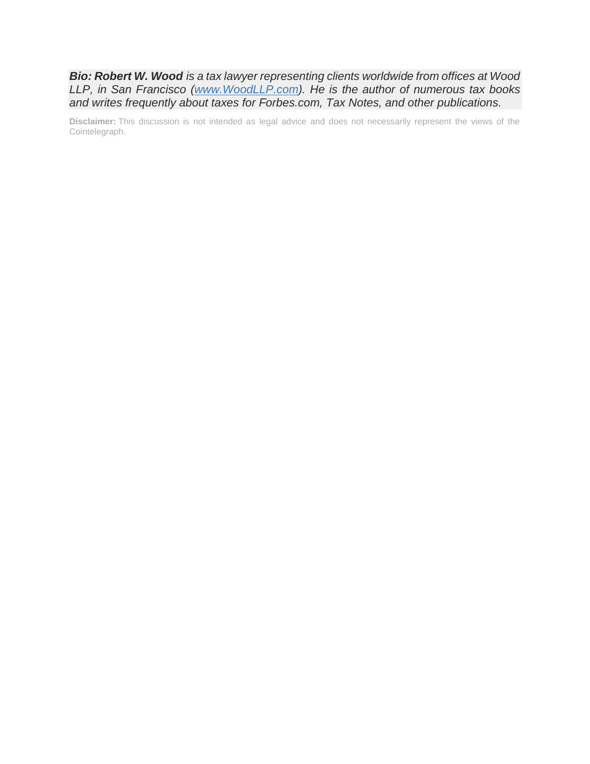***Bio: Robert W. Wood** is a tax lawyer representing clients worldwide from offices at Wood LLP, in San Francisco ([www.WoodLLP.com](http://www.WoodLLP.com)). He is the author of numerous tax books and writes frequently about taxes for Forbes.com, Tax Notes, and other publications.*

**Disclaimer:** This discussion is not intended as legal advice and does not necessarily represent the views of the Cointelegraph.